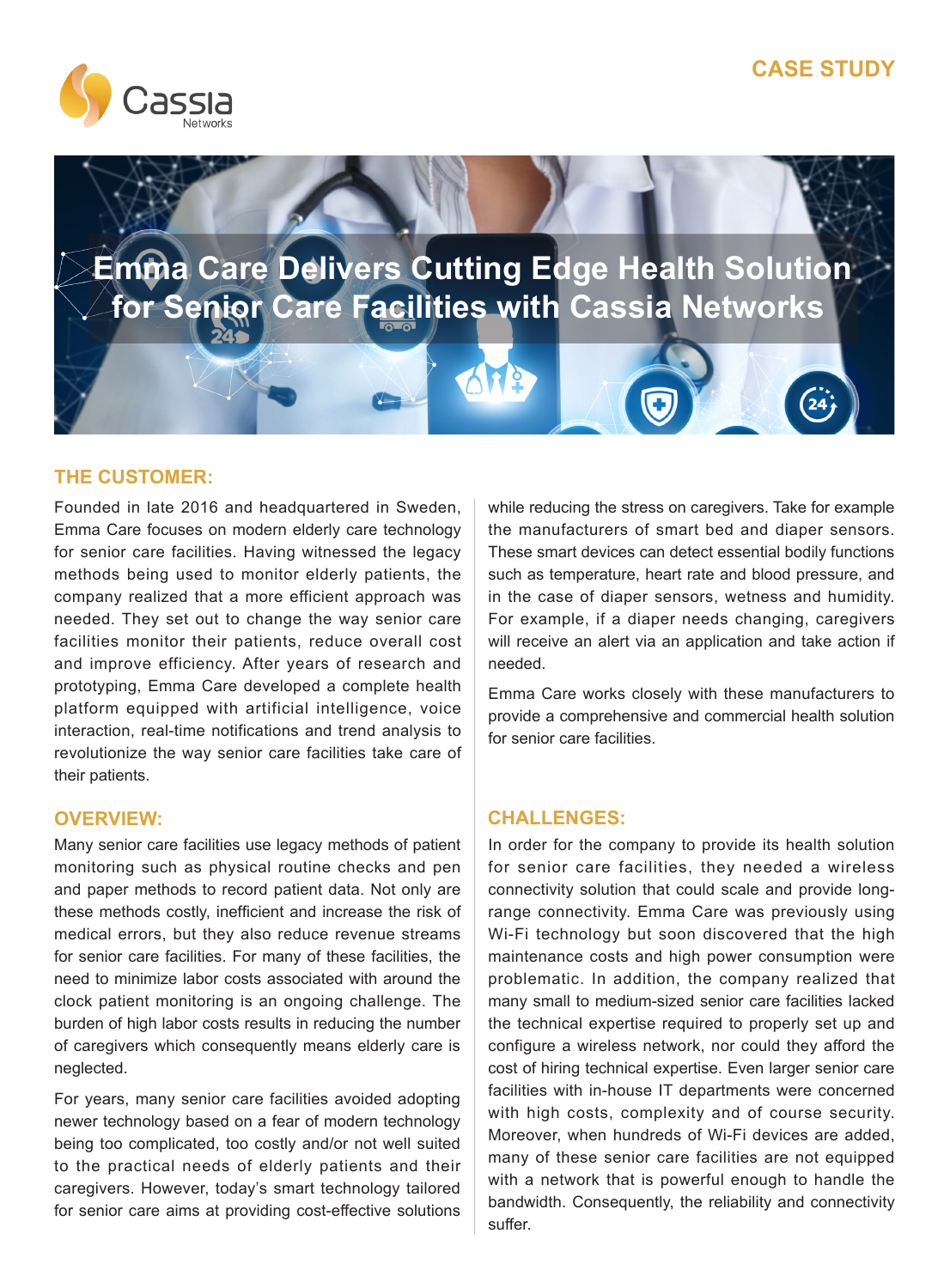CASE STUDY

# Emma Care Delivers Cutting Edge Health Solution for Senior Care Facilities with Cassia Networks

## THE CUSTOMER:

Founded in late 2016 and headquartered in Sweden, Emma Care focuses on modern elderly care technology for senior care facilities. Having witnessed the legacy methods being used to monitor elderly patients, the company realized that a more efficient approach was needed. They set out to change the way senior care facilities monitor their patients, reduce overall cost and improve efficiency. After years of research and prototyping, Emma Care developed a complete health platform equipped with artificial intelligence, voice interaction, real-time notifications and trend analysis to revolutionize the way senior care facilities take care of their patients.

## OVERVIEW:

Many senior care facilities use legacy methods of patient monitoring such as physical routine checks and pen and paper methods to record patient data. Not only are these methods costly, inefficient and increase the risk of medical errors, but they also reduce revenue streams for senior care facilities. For many of these facilities, the need to minimize labor costs associated with around the clock patient monitoring is an ongoing challenge. The burden of high labor costs results in reducing the number of caregivers which consequently means elderly care is neglected.

For years, many senior care facilities avoided adopting newer technology based on a fear of modern technology being too complicated, too costly and/or not well suited to the practical needs of elderly patients and their caregivers. However, today's smart technology tailored for senior care aims at providing cost-effective solutions while reducing the stress on caregivers. Take for example the manufacturers of smart bed and diaper sensors. These smart devices can detect essential bodily functions such as temperature, heart rate and blood pressure, and in the case of diaper sensors, wetness and humidity. For example, if a diaper needs changing, caregivers will receive an alert via an application and take action if needed.

Emma Care works closely with these manufacturers to provide a comprehensive and commercial health solution for senior care facilities.

## CHALLENGES:

In order for the company to provide its health solution for senior care facilities, they needed a wireless connectivity solution that could scale and provide long-range connectivity. Emma Care was previously using Wi-Fi technology but soon discovered that the high maintenance costs and high power consumption were problematic. In addition, the company realized that many small to medium-sized senior care facilities lacked the technical expertise required to properly set up and configure a wireless network, nor could they afford the cost of hiring technical expertise. Even larger senior care facilities with in-house IT departments were concerned with high costs, complexity and of course security. Moreover, when hundreds of Wi-Fi devices are added, many of these senior care facilities are not equipped with a network that is powerful enough to handle the bandwidth. Consequently, the reliability and connectivity suffer.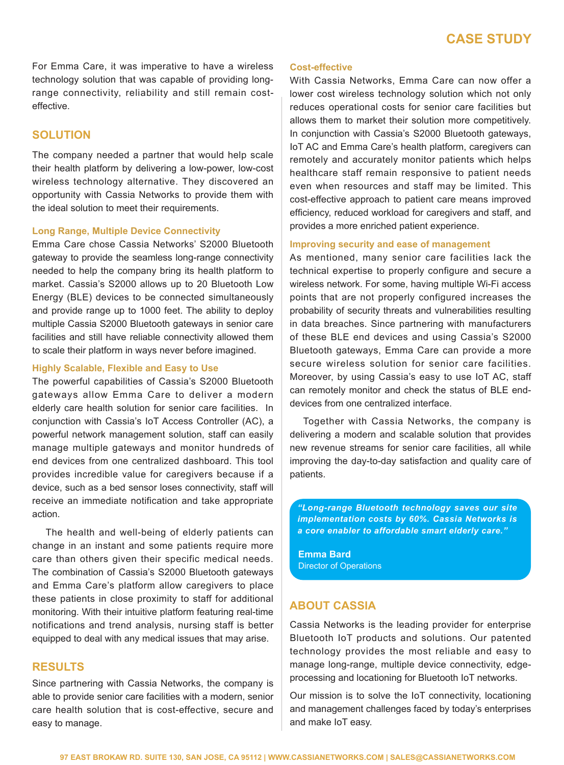For Emma Care, it was imperative to have a wireless technology solution that was capable of providing long-range connectivity, reliability and still remain cost-effective.

## SOLUTION

The company needed a partner that would help scale their health platform by delivering a low-power, low-cost wireless technology alternative. They discovered an opportunity with Cassia Networks to provide them with the ideal solution to meet their requirements.

### Long Range, Multiple Device Connectivity

Emma Care chose Cassia Networks' S2000 Bluetooth gateway to provide the seamless long-range connectivity needed to help the company bring its health platform to market. Cassia's S2000 allows up to 20 Bluetooth Low Energy (BLE) devices to be connected simultaneously and provide range up to 1000 feet. The ability to deploy multiple Cassia S2000 Bluetooth gateways in senior care facilities and still have reliable connectivity allowed them to scale their platform in ways never before imagined.

### Highly Scalable, Flexible and Easy to Use

The powerful capabilities of Cassia's S2000 Bluetooth gateways allow Emma Care to deliver a modern elderly care health solution for senior care facilities. In conjunction with Cassia's IoT Access Controller (AC), a powerful network management solution, staff can easily manage multiple gateways and monitor hundreds of end devices from one centralized dashboard. This tool provides incredible value for caregivers because if a device, such as a bed sensor loses connectivity, staff will receive an immediate notification and take appropriate action.

The health and well-being of elderly patients can change in an instant and some patients require more care than others given their specific medical needs. The combination of Cassia's S2000 Bluetooth gateways and Emma Care's platform allow caregivers to place these patients in close proximity to staff for additional monitoring. With their intuitive platform featuring real-time notifications and trend analysis, nursing staff is better equipped to deal with any medical issues that may arise.

## RESULTS

Since partnering with Cassia Networks, the company is able to provide senior care facilities with a modern, senior care health solution that is cost-effective, secure and easy to manage.

### Cost-effective

With Cassia Networks, Emma Care can now offer a lower cost wireless technology solution which not only reduces operational costs for senior care facilities but allows them to market their solution more competitively. In conjunction with Cassia's S2000 Bluetooth gateways, IoT AC and Emma Care's health platform, caregivers can remotely and accurately monitor patients which helps healthcare staff remain responsive to patient needs even when resources and staff may be limited. This cost-effective approach to patient care means improved efficiency, reduced workload for caregivers and staff, and provides a more enriched patient experience.

### Improving security and ease of management

As mentioned, many senior care facilities lack the technical expertise to properly configure and secure a wireless network. For some, having multiple Wi-Fi access points that are not properly configured increases the probability of security threats and vulnerabilities resulting in data breaches. Since partnering with manufacturers of these BLE end devices and using Cassia's S2000 Bluetooth gateways, Emma Care can provide a more secure wireless solution for senior care facilities. Moreover, by using Cassia's easy to use IoT AC, staff can remotely monitor and check the status of BLE end-devices from one centralized interface.

Together with Cassia Networks, the company is delivering a modern and scalable solution that provides new revenue streams for senior care facilities, all while improving the day-to-day satisfaction and quality care of patients.

> ***"Long-range Bluetooth technology saves our site implementation costs by 60%. Cassia Networks is a core enabler to affordable smart elderly care."***
>
> **Emma Bard**
> Director of Operations

## ABOUT CASSIA

Cassia Networks is the leading provider for enterprise Bluetooth IoT products and solutions. Our patented technology provides the most reliable and easy to manage long-range, multiple device connectivity, edge-processing and locationing for Bluetooth IoT networks.

Our mission is to solve the IoT connectivity, locationing and management challenges faced by today's enterprises and make IoT easy.

97 EAST BROKAW RD. SUITE 130, SAN JOSE, CA 95112 | WWW.CASSIANETWORKS.COM | SALES@CASSIANETWORKS.COM